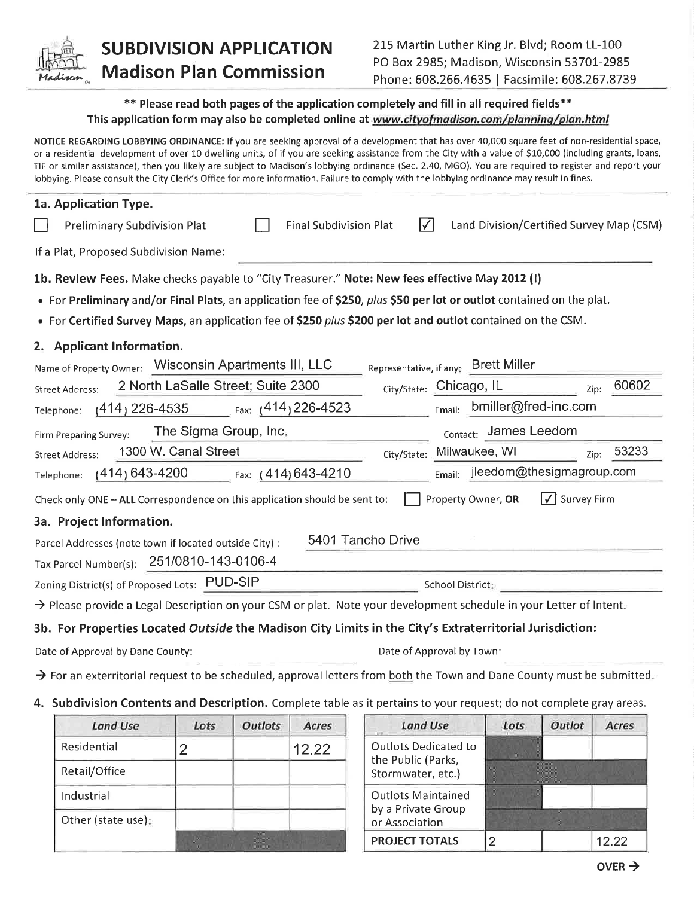# SUBDIVISION APPLICATION
## Madison Plan Commission

215 Martin Luther King Jr. Blvd; Room LL-100
PO Box 2985; Madison, Wisconsin 53701-2985
Phone: 608.266.4635 | Facsimile: 608.267.8739

**\*\* Please read both pages of the application completely and fill in all required fields\*\***
**This application form may also be completed online at *www.cityofmadison.com/planning/plan.html***

**NOTICE REGARDING LOBBYING ORDINANCE:** If you are seeking approval of a development that has over 40,000 square feet of non-residential space, or a residential development of over 10 dwelling units, of if you are seeking assistance from the City with a value of $10,000 (including grants, loans, TIF or similar assistance), then you likely are subject to Madison's lobbying ordinance (Sec. 2.40, MGO). You are required to register and report your lobbying. Please consult the City Clerk's Office for more information. Failure to comply with the lobbying ordinance may result in fines.

### 1a. Application Type.

☐ Preliminary Subdivision Plat ☐ Final Subdivision Plat ☑ Land Division/Certified Survey Map (CSM)

If a Plat, Proposed Subdivision Name: 

### 1b. Review Fees. Make checks payable to "City Treasurer." Note: New fees effective May 2012 (!)

- For **Preliminary** and/or **Final Plats**, an application fee of **$250**, *plus* **$50 per lot or outlot** contained on the plat.
- For **Certified Survey Maps**, an application fee of **$250** *plus* **$200 per lot and outlot** contained on the CSM.

### 2. Applicant Information.

Name of Property Owner: Wisconsin Apartments III, LLC Representative, if any: Brett Miller
Street Address: 2 North LaSalle Street; Suite 2300 City/State: Chicago, IL Zip: 60602
Telephone: (414) 226-4535 Fax: (414) 226-4523 Email: bmiller@fred-inc.com

Firm Preparing Survey: The Sigma Group, Inc. Contact: James Leedom
Street Address: 1300 W. Canal Street City/State: Milwaukee, WI Zip: 53233
Telephone: (414) 643-4200 Fax: (414) 643-4210 Email: jleedom@thesigmagroup.com

Check only ONE – ALL Correspondence on this application should be sent to: ☐ Property Owner, OR ☑ Survey Firm

### 3a. Project Information.

Parcel Addresses (note town if located outside City): 5401 Tancho Drive
Tax Parcel Number(s): 251/0810-143-0106-4
Zoning District(s) of Proposed Lots: PUD-SIP School District: 

→ Please provide a Legal Description on your CSM or plat. Note your development schedule in your Letter of Intent.

### 3b. For Properties Located *Outside* the Madison City Limits in the City's Extraterritorial Jurisdiction:

Date of Approval by Dane County: Date of Approval by Town: 

→ For an exterritorial request to be scheduled, approval letters from both the Town and Dane County must be submitted.

### 4. Subdivision Contents and Description. Complete table as it pertains to your request; do not complete gray areas.

| Land Use | Lots | Outlots | Acres |
|---|---|---|---|
| Residential | 2 | | 12.22 |
| Retail/Office | | | |
| Industrial | | | |
| Other (state use): | | | |

| Land Use | Lots | Outlot | Acres |
|---|---|---|---|
| Outlots Dedicated to the Public (Parks, Stormwater, etc.) | | | |
| Outlots Maintained by a Private Group or Association | | | |
| **PROJECT TOTALS** | 2 | | 12.22 |

OVER →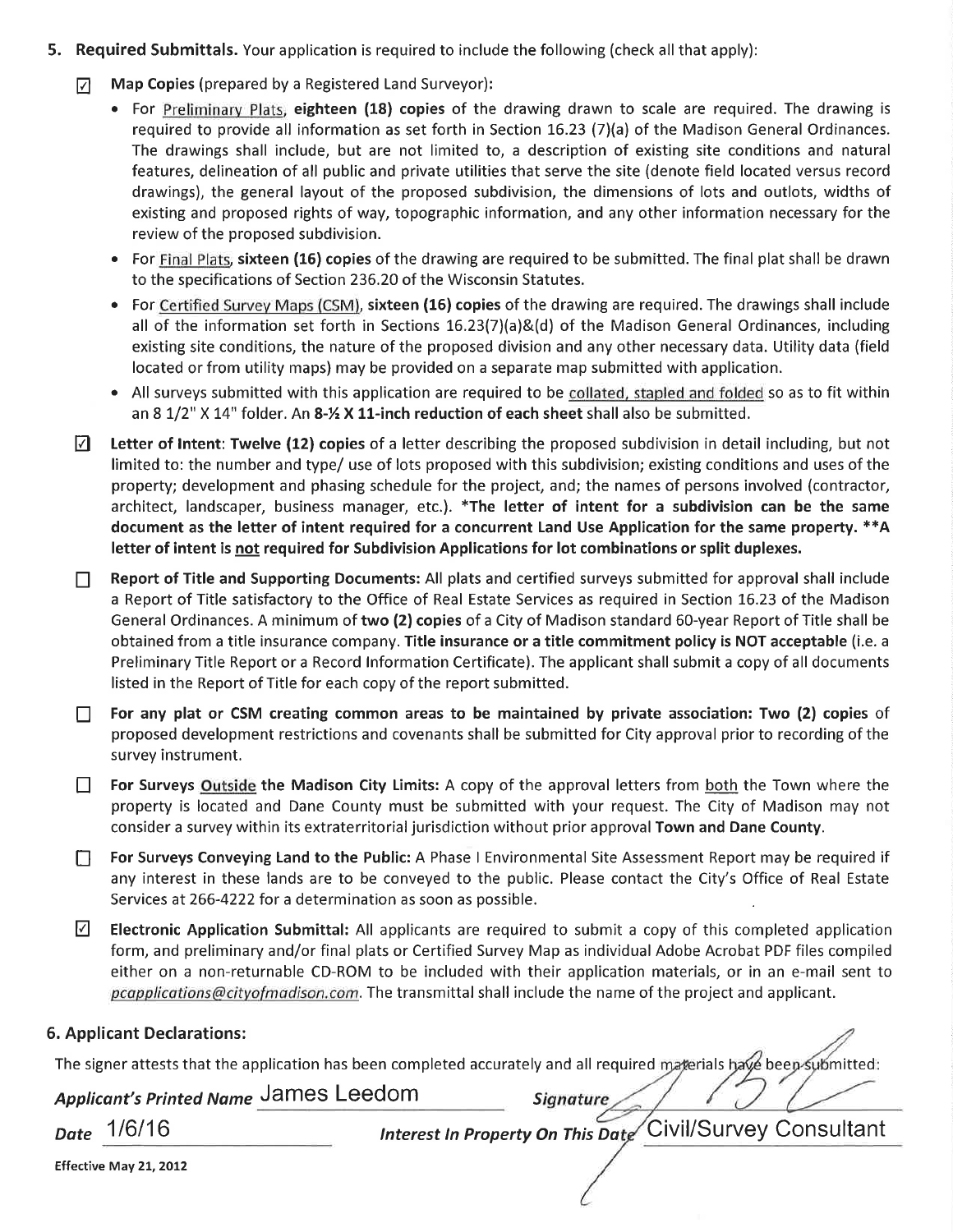**5. Required Submittals.** Your application is required to include the following (check all that apply):

- [x] **Map Copies** (prepared by a Registered Land Surveyor):
  - For Preliminary Plats, **eighteen (18) copies** of the drawing drawn to scale are required. The drawing is required to provide all information as set forth in Section 16.23 (7)(a) of the Madison General Ordinances. The drawings shall include, but are not limited to, a description of existing site conditions and natural features, delineation of all public and private utilities that serve the site (denote field located versus record drawings), the general layout of the proposed subdivision, the dimensions of lots and outlots, widths of existing and proposed rights of way, topographic information, and any other information necessary for the review of the proposed subdivision.
  - For Final Plats, **sixteen (16) copies** of the drawing are required to be submitted. The final plat shall be drawn to the specifications of Section 236.20 of the Wisconsin Statutes.
  - For Certified Survey Maps (CSM), **sixteen (16) copies** of the drawing are required. The drawings shall include all of the information set forth in Sections 16.23(7)(a)&(d) of the Madison General Ordinances, including existing site conditions, the nature of the proposed division and any other necessary data. Utility data (field located or from utility maps) may be provided on a separate map submitted with application.
  - All surveys submitted with this application are required to be collated, stapled and folded so as to fit within an 8 1/2" X 14" folder. An **8-½ X 11-inch reduction of each sheet** shall also be submitted.

- [x] **Letter of Intent: Twelve (12) copies** of a letter describing the proposed subdivision in detail including, but not limited to: the number and type/ use of lots proposed with this subdivision; existing conditions and uses of the property; development and phasing schedule for the project, and; the names of persons involved (contractor, architect, landscaper, business manager, etc.). **\*The letter of intent for a subdivision can be the same document as the letter of intent required for a concurrent Land Use Application for the same property. \*\*A letter of intent is not required for Subdivision Applications for lot combinations or split duplexes.**

- [ ] **Report of Title and Supporting Documents:** All plats and certified surveys submitted for approval shall include a Report of Title satisfactory to the Office of Real Estate Services as required in Section 16.23 of the Madison General Ordinances. A minimum of **two (2) copies** of a City of Madison standard 60-year Report of Title shall be obtained from a title insurance company. **Title insurance or a title commitment policy is NOT acceptable** (i.e. a Preliminary Title Report or a Record Information Certificate). The applicant shall submit a copy of all documents listed in the Report of Title for each copy of the report submitted.

- [ ] **For any plat or CSM creating common areas to be maintained by private association: Two (2) copies** of proposed development restrictions and covenants shall be submitted for City approval prior to recording of the survey instrument.

- [ ] **For Surveys Outside the Madison City Limits:** A copy of the approval letters from both the Town where the property is located and Dane County must be submitted with your request. The City of Madison may not consider a survey within its extraterritorial jurisdiction without prior approval **Town and Dane County**.

- [ ] **For Surveys Conveying Land to the Public:** A Phase I Environmental Site Assessment Report may be required if any interest in these lands are to be conveyed to the public. Please contact the City's Office of Real Estate Services at 266-4222 for a determination as soon as possible.

- [x] **Electronic Application Submittal:** All applicants are required to submit a copy of this completed application form, and preliminary and/or final plats or Certified Survey Map as individual Adobe Acrobat PDF files compiled either on a non-returnable CD-ROM to be included with their application materials, or in an e-mail sent to *pcapplications@cityofmadison.com*. The transmittal shall include the name of the project and applicant.

## 6. Applicant Declarations:

The signer attests that the application has been completed accurately and all required materials have been submitted:

***Applicant's Printed Name*** James Leedom ***Signature*** [signature]

***Date*** 1/6/16 ***Interest In Property On This Date*** Civil/Survey Consultant

**Effective May 21, 2012**